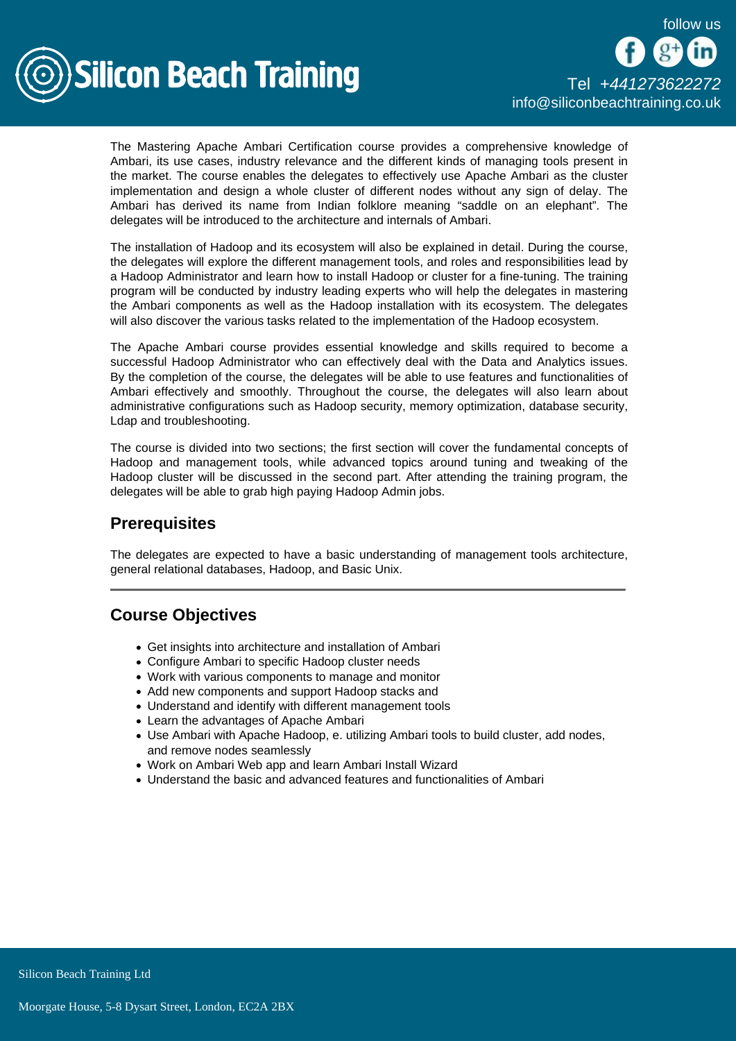The Mastering Apache Ambari Certification course provides a comprehensive knowledge of Ambari, its use cases, industry relevance and the different kinds of managing tools present in the market. The course enables the delegates to effectively use Apache Ambari as the cluster implementation and design a whole cluster of different nodes without any sign of delay. The Ambari has derived its name from Indian folklore meaning "saddle on an elephant". The delegates will be introduced to the architecture and internals of Ambari.

The installation of Hadoop and its ecosystem will also be explained in detail. During the course, the delegates will explore the different management tools, and roles and responsibilities lead by a Hadoop Administrator and learn how to install Hadoop or cluster for a fine-tuning. The training program will be conducted by industry leading experts who will help the delegates in mastering the Ambari components as well as the Hadoop installation with its ecosystem. The delegates will also discover the various tasks related to the implementation of the Hadoop ecosystem.

The Apache Ambari course provides essential knowledge and skills required to become a successful Hadoop Administrator who can effectively deal with the Data and Analytics issues. By the completion of the course, the delegates will be able to use features and functionalities of Ambari effectively and smoothly. Throughout the course, the delegates will also learn about administrative configurations such as Hadoop security, memory optimization, database security, Ldap and troubleshooting.

The course is divided into two sections; the first section will cover the fundamental concepts of Hadoop and management tools, while advanced topics around tuning and tweaking of the Hadoop cluster will be discussed in the second part. After attending the training program, the delegates will be able to grab high paying Hadoop Admin jobs.

## Prerequisites

The delegates are expected to have a basic understanding of management tools architecture, general relational databases, Hadoop, and Basic Unix.

---

## Course Objectives

- Get insights into architecture and installation of Ambari
- Configure Ambari to specific Hadoop cluster needs
- Work with various components to manage and monitor
- Add new components and support Hadoop stacks and
- Understand and identify with different management tools
- Learn the advantages of Apache Ambari
- Use Ambari with Apache Hadoop, e. utilizing Ambari tools to build cluster, add nodes, and remove nodes seamlessly
- Work on Ambari Web app and learn Ambari Install Wizard
- Understand the basic and advanced features and functionalities of Ambari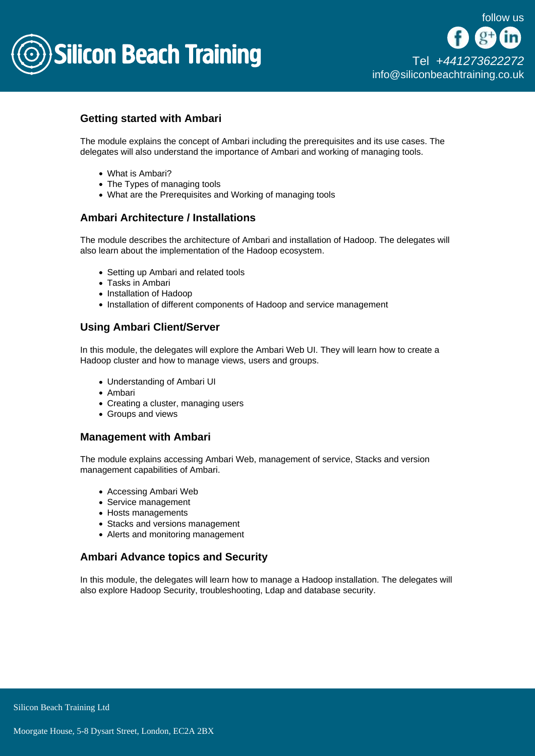## Getting started with Ambari

The module explains the concept of Ambari including the prerequisites and its use cases. The delegates will also understand the importance of Ambari and working of managing tools.

- What is Ambari?
- The Types of managing tools
- What are the Prerequisites and Working of managing tools

## Ambari Architecture / Installations

The module describes the architecture of Ambari and installation of Hadoop. The delegates will also learn about the implementation of the Hadoop ecosystem.

- Setting up Ambari and related tools
- Tasks in Ambari
- Installation of Hadoop
- Installation of different components of Hadoop and service management

## Using Ambari Client/Server

In this module, the delegates will explore the Ambari Web UI. They will learn how to create a Hadoop cluster and how to manage views, users and groups.

- Understanding of Ambari UI
- Ambari
- Creating a cluster, managing users
- Groups and views

## Management with Ambari

The module explains accessing Ambari Web, management of service, Stacks and version management capabilities of Ambari.

- Accessing Ambari Web
- Service management
- Hosts managements
- Stacks and versions management
- Alerts and monitoring management

## Ambari Advance topics and Security

In this module, the delegates will learn how to manage a Hadoop installation. The delegates will also explore Hadoop Security, troubleshooting, Ldap and database security.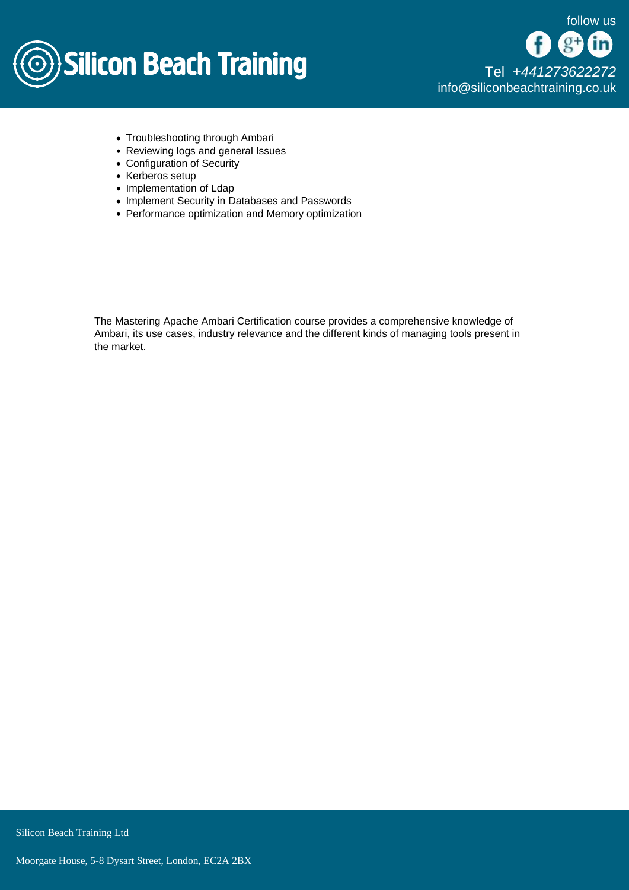- Troubleshooting through Ambari
- Reviewing logs and general Issues
- Configuration of Security
- Kerberos setup
- Implementation of Ldap
- Implement Security in Databases and Passwords
- Performance optimization and Memory optimization

The Mastering Apache Ambari Certification course provides a comprehensive knowledge of Ambari, its use cases, industry relevance and the different kinds of managing tools present in the market.